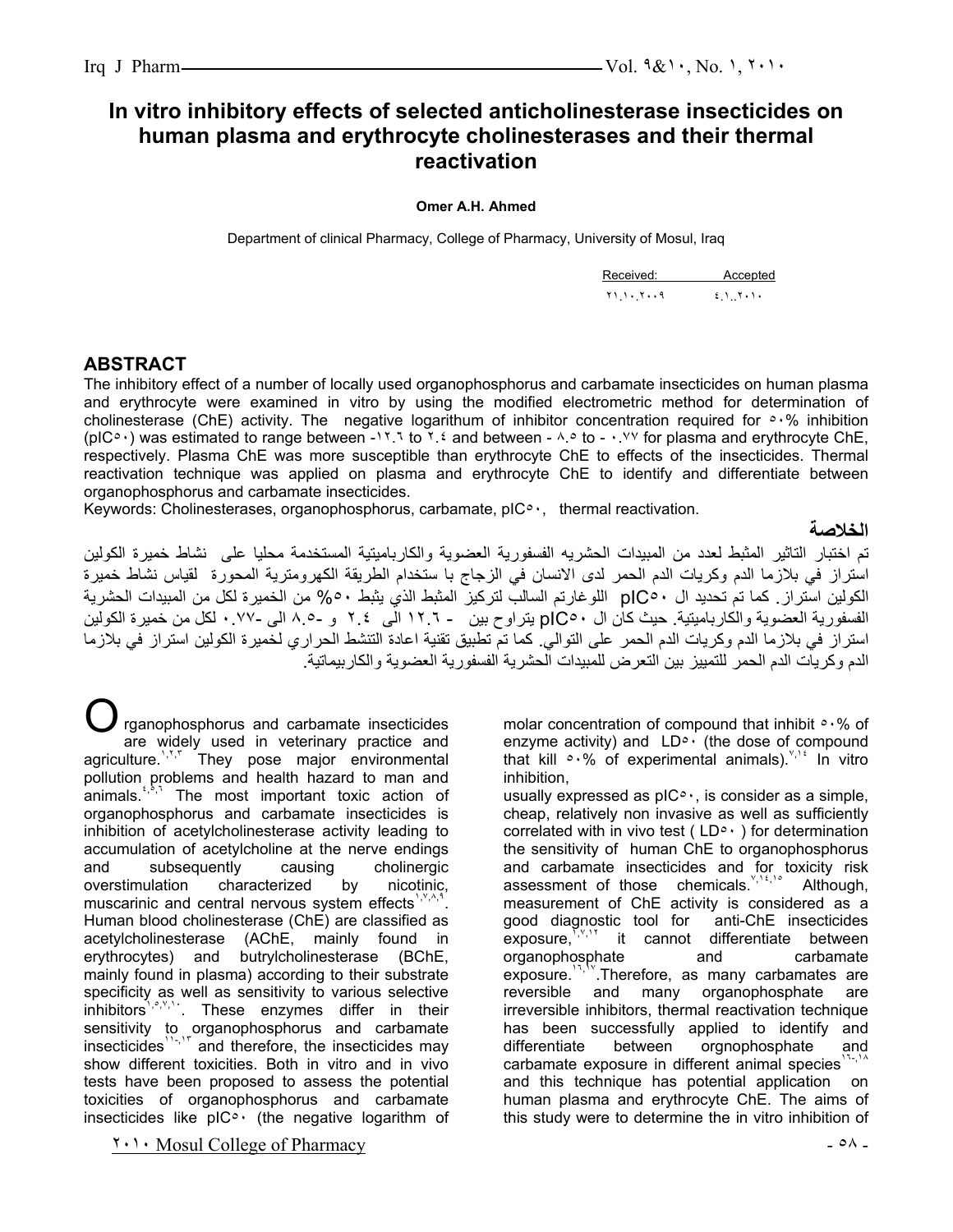# In vitro inhibitory effects of selected anticholinesterase insecticides on human plasma and erythrocyte cholinesterases and their thermal reactivation

**Omer A.H. Ahmed**

Department of clinical Pharmacy, College of Pharmacy, University of Mosul, Iraq

| Received: | Accepted |
|---|---|
| ٢١.١٠.٢٠٠٩ | ٤.١..٢٠١٠ |

## ABSTRACT

The inhibitory effect of a number of locally used organophosphorus and carbamate insecticides on human plasma and erythrocyte were examined in vitro by using the modified electrometric method for determination of cholinesterase (ChE) activity. The negative logarithm of inhibitor concentration required for ٥٠% inhibition (pIC٥٠) was estimated to range between -١٢.٦ to ٢.٤ and between - ٨.٥ to - ٠.٧٧ for plasma and erythrocyte ChE, respectively. Plasma ChE was more susceptible than erythrocyte ChE to effects of the insecticides. Thermal reactivation technique was applied on plasma and erythrocyte ChE to identify and differentiate between organophosphorus and carbamate insecticides.

Keywords: Cholinesterases, organophosphorus, carbamate, pIC٥٠, thermal reactivation.

## الخلاصة

تم اختبار التاثير المثبط لعدد من المبيدات الحشريه الفسفوريه العضوية والكارباميتية المستخدمة محليا على نشاط خميرة الكولين استراز في بلازما الدم وكريات الدم الحمر لدى الانسان في الزجاج با ستخدام الطريقة الكهرومترية المحورة لقياس نشاط خميرة الكولين استراز. كما تم تحديد ال pIC٥٠ اللوغارتم السالب لتركيز المثبط الذي يثبط ٥٠% من الخميرة لكل من المبيدات الحشرية الفسفورية العضوية والكارباميتية. حيث كان ال pIC٥٠ يتراوح بين - ١٢.٦ الى ٢.٤ و -٨.٥ الى -٠.٧٧ لكل من خميرة الكولين استراز في بلازما الدم وكريات الدم الحمر على التوالي. كما تم تطبيق تقنية اعادة التنشط الحراري لخميرة الكولين استراز في بلازما الدم وكريات الدم الحمر للتمييز بين التعرض للمبيدات الحشرية الفسفورية العضوية والكاربيماتية.

Organophosphorus and carbamate insecticides are widely used in veterinary practice and agriculture.[١,٢,٣] They pose major environmental pollution problems and health hazard to man and animals.[٤,٥,٦] The most important toxic action of organophosphorus and carbamate insecticides is inhibition of acetylcholinesterase activity leading to accumulation of acetylcholine at the nerve endings and subsequently causing cholinergic overstimulation characterized by nicotinic, muscarinic and central nervous system effects[١,٧,٨,٩]. Human blood cholinesterase (ChE) are classified as acetylcholinesterase (AChE, mainly found in erythrocytes) and butrylcholinesterase (BChE, mainly found in plasma) according to their substrate specificity as well as sensitivity to various selective inhibitors[١,٥,٧,١٠]. These enzymes differ in their sensitivity to organophosphorus and carbamate insecticides[١١-١٣] and therefore, the insecticides may show different toxicities. Both in vitro and in vivo tests have been proposed to assess the potential toxicities of organophosphorus and carbamate insecticides like pIC٥٠ (the negative logarithm of molar concentration of compound that inhibit ٥٠% of enzyme activity) and LD٥٠ (the dose of compound that kill ٥٠% of experimental animals).[٧,١٤] In vitro inhibition,

usually expressed as pIC٥٠, is consider as a simple, cheap, relatively non invasive as well as sufficiently correlated with in vivo test ( LD٥٠ ) for determination the sensitivity of human ChE to organophosphorus and carbamate insecticides and for toxicity risk assessment of those chemicals.[٧,١٤,١٥] Although, measurement of ChE activity is considered as a good diagnostic tool for anti-ChE insecticides exposure,[١,٧,١٦] it cannot differentiate between organophosphate and carbamate exposure.[١٦,١٧].Therefore, as many carbamates are reversible and many organophosphate are irreversible inhibitors, thermal reactivation technique has been successfully applied to identify and differentiate between orgnophosphate and carbamate exposure in different animal species[١٦-١٨] and this technique has potential application on human plasma and erythrocyte ChE. The aims of this study were to determine the in vitro inhibition of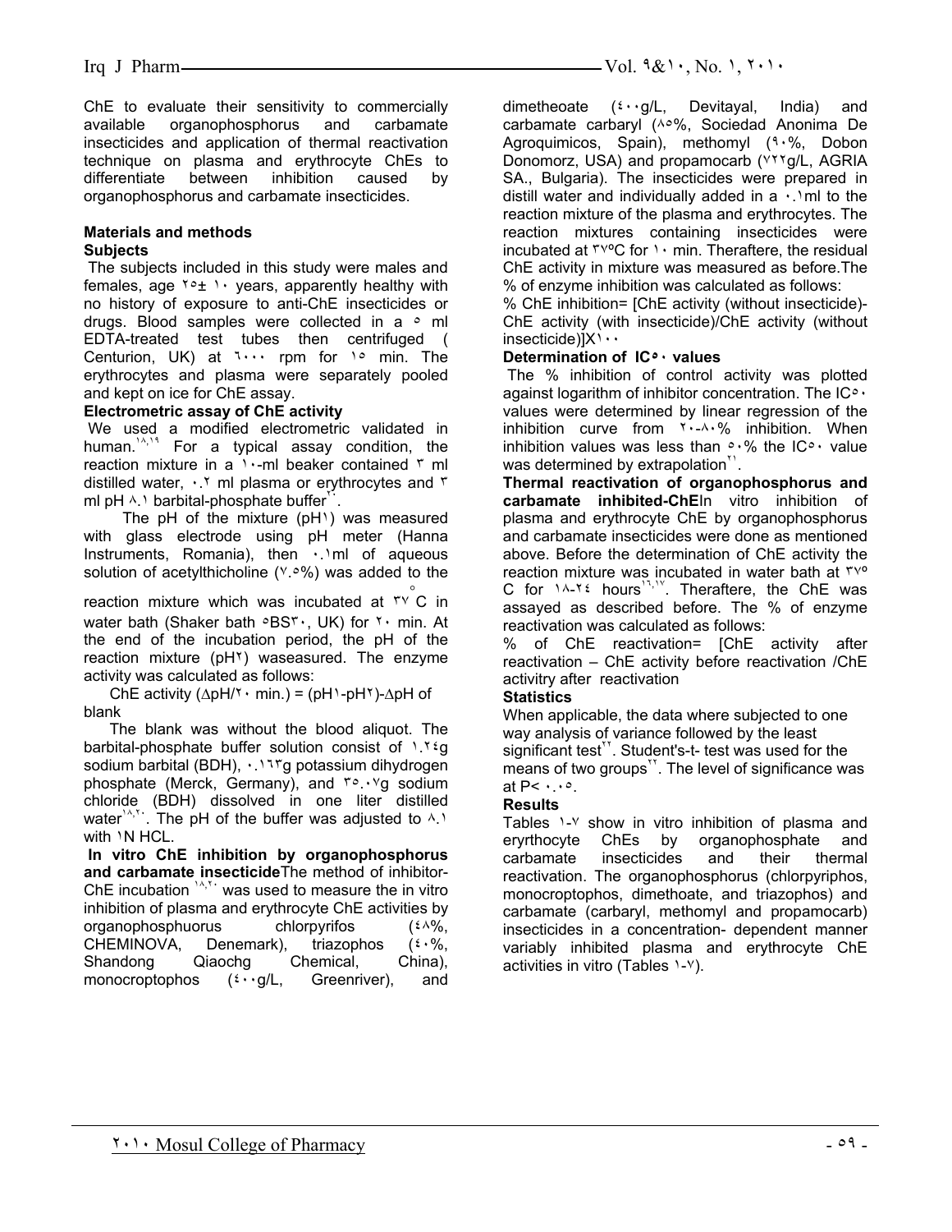ChE to evaluate their sensitivity to commercially available organophosphorus and carbamate insecticides and application of thermal reactivation technique on plasma and erythrocyte ChEs to differentiate between inhibition caused by organophosphorus and carbamate insecticides.

## Materials and methods

### Subjects

The subjects included in this study were males and females, age ٢٥± ١٠ years, apparently healthy with no history of exposure to anti-ChE insecticides or drugs. Blood samples were collected in a ٥ ml EDTA-treated test tubes then centrifuged ( Centurion, UK) at ٦٠٠٠ rpm for ١٥ min. The erythrocytes and plasma were separately pooled and kept on ice for ChE assay.

### Electrometric assay of ChE activity

We used a modified electrometric validated in human.[١٨,١٩] For a typical assay condition, the reaction mixture in a ١٠-ml beaker contained ٣ ml distilled water, ٠.٢ ml plasma or erythrocytes and ٣ ml pH ٨.١ barbital-phosphate buffer[٢٠].

The pH of the mixture (pH١) was measured with glass electrode using pH meter (Hanna Instruments, Romania), then ٠.١ml of aqueous solution of acetylthicholine (٧.٥%) was added to the reaction mixture which was incubated at ٣٧ °C in water bath (Shaker bath ٥BS٣٠, UK) for ٢٠ min. At the end of the incubation period, the pH of the reaction mixture (pH٢) waseasured. The enzyme activity was calculated as follows:

ChE activity (ΔpH/٢٠ min.) = (pH١-pH٢)-ΔpH of blank

The blank was without the blood aliquot. The barbital-phosphate buffer solution consist of ١.٢٤g sodium barbital (BDH), ٠.١٦٣g potassium dihydrogen phosphate (Merck, Germany), and ٣٥.٠٧g sodium chloride (BDH) dissolved in one liter distilled water[١٨,٢٠]. The pH of the buffer was adjusted to ٨.١ with ١N HCL.

**In vitro ChE inhibition by organophosphorus and carbamate insecticide** The method of inhibitor-ChE incubation [١٨,٢٠] was used to measure the in vitro inhibition of plasma and erythrocyte ChE activities by organophosphuorus chlorpyrifos (٤٨%, CHEMINOVA, Denemark), triazophos (٤٠%, Shandong Qiaochg Chemical, China), monocroptophos (٤٠٠g/L, Greenriver), and dimetheoate (٤٠٠g/L, Devitayal, India) and carbamate carbaryl (٨٥%, Sociedad Anonima De Agroquimicos, Spain), methomyl (٩٠%, Dobon Donomorz, USA) and propamocarb (٧٢٢g/L, AGRIA SA., Bulgaria). The insecticides were prepared in distill water and individually added in a ٠.١ml to the reaction mixture of the plasma and erythrocytes. The reaction mixtures containing insecticides were incubated at ٣٧ºC for ١٠ min. Theraftere, the residual ChE activity in mixture was measured as before.The % of enzyme inhibition was calculated as follows:

% ChE inhibition= [ChE activity (without insecticide)-ChE activity (with insecticide)/ChE activity (without insecticide)]X١٠٠

**Determination of IC٥٠ values**

The % inhibition of control activity was plotted against logarithm of inhibitor concentration. The IC٥٠ values were determined by linear regression of the inhibition curve from ٢٠-٨٠% inhibition. When inhibition values was less than ٥٠% the IC٥٠ value was determined by extrapolation[٢١].

**Thermal reactivation of organophosphorus and carbamate inhibited-ChE** In vitro inhibition of plasma and erythrocyte ChE by organophosphorus and carbamate insecticides were done as mentioned above. Before the determination of ChE activity the reaction mixture was incubated in water bath at ٣٧º C for ١٨-٢٤ hours[١٦,١٧]. Theraftere, the ChE was assayed as described before. The % of enzyme reactivation was calculated as follows:

% of ChE reactivation= [ChE activity after reactivation – ChE activity before reactivation /ChE activitry after reactivation

### Statistics

When applicable, the data where subjected to one way analysis of variance followed by the least significant test[٢٢]. Student's-t- test was used for the means of two groups[٢٢]. The level of significance was at P< ٠.٠٥.

## Results

Tables ١-٧ show in vitro inhibition of plasma and eryrthrocyte ChEs by organophosphate and carbamate insecticides and their thermal reactivation. The organophosphorus (chlorpyriphos, monocroptophos, dimethoate, and triazophos) and carbamate (carbaryl, methomyl and propamocarb) insecticides in a concentration- dependent manner variably inhibited plasma and erythrocyte ChE activities in vitro (Tables ١-٧).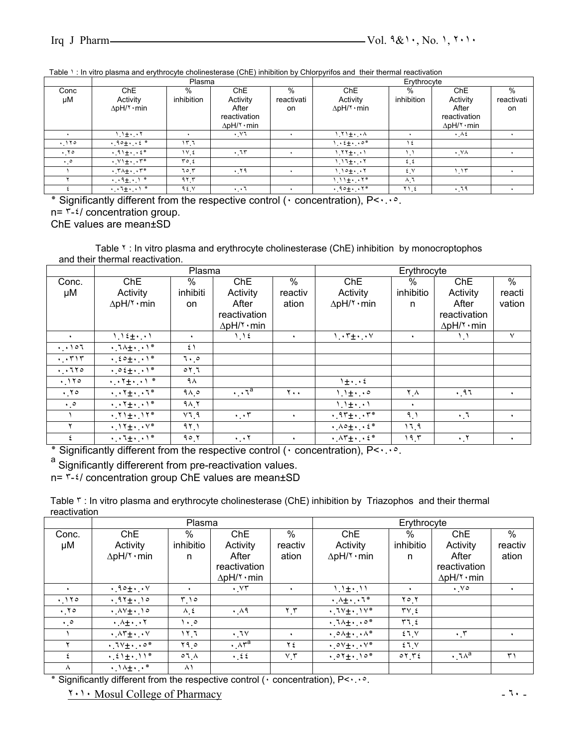Table ١ : In vitro plasma and erythrocyte cholinesterase (ChE) inhibition by Chlorpyrifos and their thermal reactivation

| | Plasma | | | | Erythrocyte | | | |
|---|---|---|---|---|---|---|---|---|
| Conc µM | ChE Activity ∆pH/٢٠min | % inhibition | ChE Activity After reactivation ∆pH/٢٠min | % reactivation | ChE Activity ∆pH/٢٠min | % inhibition | ChE Activity After reactivation ∆pH/٢٠min | % reactivation |
| ٠ | ١.١±٠.٠٢ | ٠ | ٠.٧٦ | ٠ | ١.٢١±٠.٠٨ | ٠ | ٠.٨٤ | ٠ |
| ٠.١٢٥ | ٠.٩٥±٠.٠٤ * | ١٣.٦ | | | ١.٠٤±٠.٠٥* | ١٤ | | |
| ٠.٢٥ | ٠.٩١±٠.٠٤* | ١٧.٤ | ٠.٦٣ | ٠ | ١.٢٢±٠.٠١ | ١.١ | ٠.٧٨ | ٠ |
| ٠.٥ | ٠.٧١±٠.٠٣* | ٣٥.٤ | | | ١.١٦±٠.٠٢ | ٤.٤ | | |
| ١ | ٠.٣٨±٠.٠٣* | ٦٥.٣ | ٠.٢٩ | ٠ | ١.١٥±٠.٠٢ | ٤.٧ | ١.١٣ | ٠ |
| ٢ | ٠.٠٩±٠.٠١ * | ٩٢.٣ | | | ١.١١±٠.٠٢* | ٨.٦ | | |
| ٤ | ٠.٠٦±٠.٠١ * | ٩٤.٧ | ٠.٠٦ | ٠ | ٠.٩٥±٠.٠٢* | ٢١.٤ | ٠.٦٩ | ٠ |

\* Significantly different from the respective control (٠ concentration), P<٠.٠٥.
n= ٣-٤/ concentration group.
ChE values are mean±SD

Table ٢ : In vitro plasma and erythrocyte cholinesterase (ChE) inhibition by monocroptophos and their thermal reactivation.

| | Plasma | | | | Erythrocyte | | | |
|---|---|---|---|---|---|---|---|---|
| Conc. µM | ChE Activity ∆pH/٢٠min | % inhibition | ChE Activity After reactivation ∆pH/٢٠min | % reactivation | ChE Activity ∆pH/٢٠min | % inhibition | ChE Activity After reactivation ∆pH/٢٠min | % reactivation |
| ٠ | ١.١٤±٠.٠١ | ٠ | ١.١٤ | ٠ | ١.٠٣±٠.٠٧ | ٠ | ١.١ | ٧ |
| ٠.٠١٥٦ | ٠.٦٨±٠.٠١* | ٤١ | | | | | | |
| ٠.٠٣١٣ | ٠.٤٥±٠.٠١* | ٦٠.٥ | | | | | | |
| ٠.٠٦٢٥ | ٠.٥٤±٠.٠١* | ٥٢.٦ | | | | | | |
| ٠.١٢٥ | ٠.٠٢±٠.٠١ * | ٩٨ | | | ١±٠.٠٤ | | | |
| ٠.٢٥ | ٠.٠٢±٠.٠٦* | ٩٨.٥ | ٠.٠٦[a] | ٢٠٠ | ١.١±٠.٠٥ | ٢.٨ | ٠.٩٦ | ٠ |
| ٠.٥ | ٠.٠٢±٠.٠١* | ٩٨.٢ | | | ١.١±٠.٠١ | ٠ | | |
| ١ | ٠.٢١±٠.١٢* | ٧٦.٩ | ٠.٠٣ | ٠ | ٠.٩٣±٠.٠٣* | ٩.١ | ٠.٦ | ٠ |
| ٢ | ٠.١٢±٠.٠٧* | ٩٢.١ | | | ٠.٨٥±٠.٠٤* | ١٦.٩ | | |
| ٤ | ٠.٠٦±٠.٠١* | ٩٥.٢ | ٠.٠٢ | ٠ | ٠.٨٣±٠.٠٤* | ١٩.٣ | ٠.٢ | ٠ |

\* Significantly different from the respective control (٠ concentration), P<٠.٠٥.
[a] Significantly differerent from pre-reactivation values.
n= ٣-٤/ concentration group ChE values are mean±SD

Table ٣ : In vitro plasma and erythrocyte cholinesterase (ChE) inhibition by Triazophos and their thermal reactivation

| | Plasma | | | | Erythrocyte | | | |
|---|---|---|---|---|---|---|---|---|
| Conc. µM | ChE Activity ∆pH/٢٠min | % inhibition | ChE Activity After reactivation ∆pH/٢٠min | % reactivation | ChE Activity ∆pH/٢٠min | % inhibition | ChE Activity After reactivation ∆pH/٢٠min | % reactivation |
| ٠ | ٠.٩٥±٠.٠٧ | ٠ | ٠.٧٣ | ٠ | ١.١±٠.١١ | ٠ | ٠.٧٥ | ٠ |
| ٠.١٢٥ | ٠.٩٢±٠.١٥ | ٣.١٥ | | | ٠.٨±٠.٠٦* | ٢٥.٢ | | |
| ٠.٢٥ | ٠.٨٧±٠.١٥ | ٨.٤ | ٠.٨٩ | ٢.٣ | ٠.٦٧±٠.١٧* | ٣٧.٤ | | |
| ٠.٥ | ٠.٨±٠.٠٢ | ١٠.٥ | | | ٠.٦٨±٠.٠٥* | ٣٦.٤ | | |
| ١ | ٠.٨٣±٠.٠٧ | ١٢.٦ | ٠.٦٧ | ٠ | ٠.٥٨±٠.٠٨* | ٤٦.٧ | ٠.٣ | ٠ |
| ٢ | ٠.٦٧±٠.٠٥* | ٢٩.٥ | ٠.٨٣[a] | ٢٤ | ٠.٥٧±٠.٠٧* | ٤٦.٧ | | |
| ٤ | ٠.٤١±٠.١١* | ٥٦.٨ | ٠.٤٤ | ٧.٣ | ٠.٥٢±٠.١٥* | ٥٢.٣٤ | ٠.٦٨[a] | ٣١ |
| ٨ | ٠.١٨±٠.٠* | ٨١ | | | | | | |

\* Significantly different from the respective control (٠ concentration), P<٠.٠٥.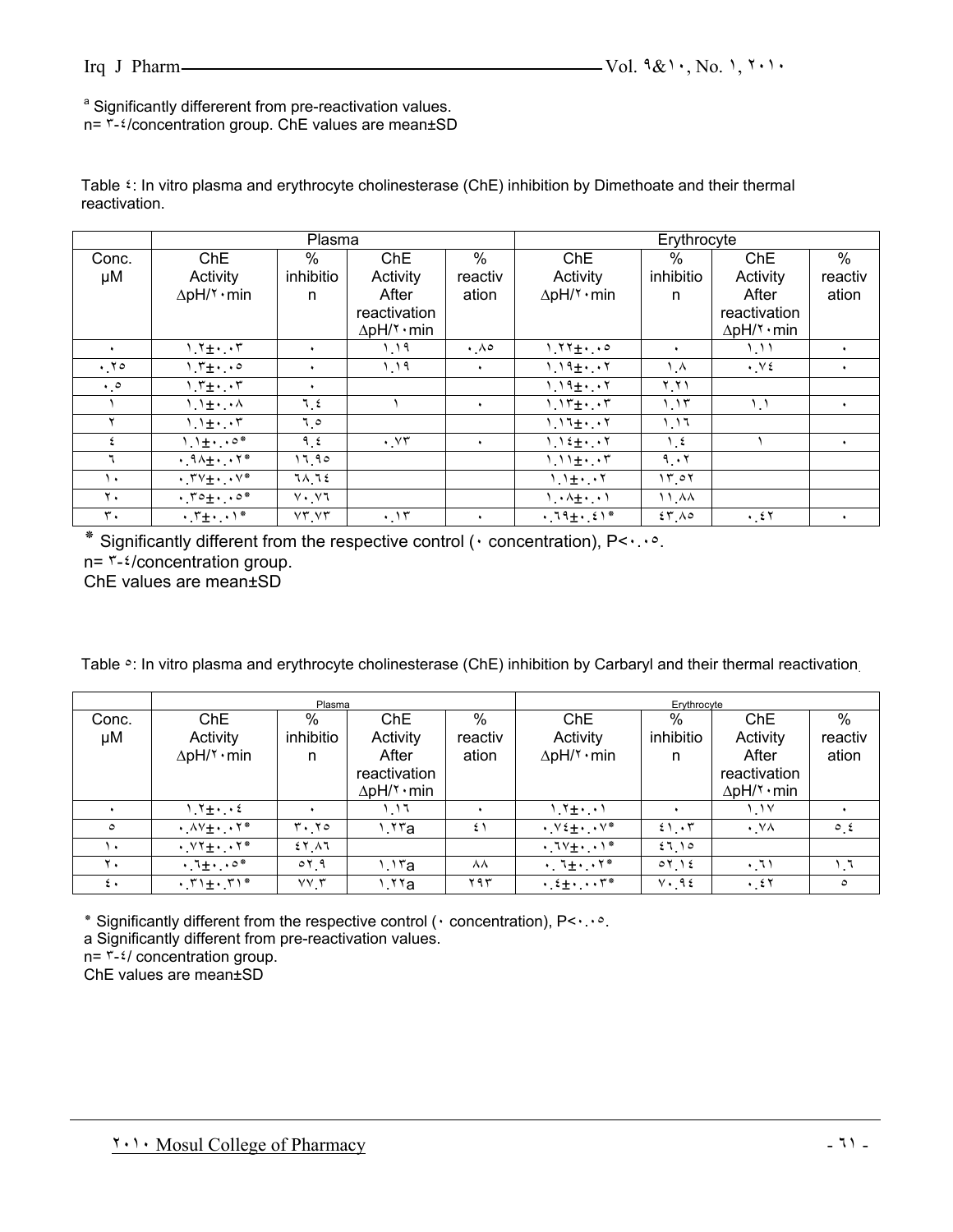[a] Significantly differerent from pre-reactivation values.
n= ٣-٤/concentration group. ChE values are mean±SD

Table ٤: In vitro plasma and erythrocyte cholinesterase (ChE) inhibition by Dimethoate and their thermal reactivation.

| | Plasma | | | | Erythrocyte | | | |
|---|---|---|---|---|---|---|---|---|
| Conc. μM | ChE Activity ΔpH/٢٠min | % inhibition | ChE Activity After reactivation ΔpH/٢٠min | % reactivation | ChE Activity ΔpH/٢٠min | % inhibition | ChE Activity After reactivation ΔpH/٢٠min | % reactivation |
| ٠ | ١.٢±٠.٠٣ | ٠ | ١.١٩ | ٠.٨٥ | ١.٢٢±٠.٠٥ | ٠ | ١.١١ | ٠ |
| ٠.٢٥ | ١.٣±٠.٠٥ | ٠ | ١.١٩ | ٠ | ١.١٩±٠.٠٢ | ١.٨ | ٠.٧٤ | ٠ |
| ٠.٥ | ١.٣±٠.٠٣ | ٠ | | | ١.١٩±٠.٠٢ | ٢.٢١ | | |
| ١ | ١.١±٠.٠٨ | ٦.٤ | ١ | ٠ | ١.١٣±٠.٠٣ | ١.١٣ | ١.١ | ٠ |
| ٢ | ١.١±٠.٠٣ | ٦.٥ | | | ١.١٦±٠.٠٢ | ١.١٦ | | |
| ٤ | ١.١±٠.٠٥* | ٩.٤ | ٠.٧٣ | ٠ | ١.١٤±٠.٠٢ | ١.٤ | ١ | ٠ |
| ٦ | ٠.٩٨±٠.٠٢* | ١٦.٩٥ | | | ١.١١±٠.٠٣ | ٩.٠٢ | | |
| ١٠ | ٠.٣٧±٠.٠٧* | ٦٨.٦٤ | | | ١.١±٠.٠٢ | ١٣.٥٢ | | |
| ٢٠ | ٠.٣٥±٠.٠٥* | ٧٠.٧٦ | | | ١.٠٨±٠.٠١ | ١١.٨٨ | | |
| ٣٠ | ٠.٣±٠.٠١* | ٧٣.٧٣ | ٠.١٣ | ٠ | ٠.٦٩±٠.٤١* | ٤٣.٨٥ | ٠.٤٢ | ٠ |

* Significantly different from the respective control (٠ concentration), P<٠.٠٥.
n= ٣-٤/concentration group.
ChE values are mean±SD

Table ٥: In vitro plasma and erythrocyte cholinesterase (ChE) inhibition by Carbaryl and their thermal reactivation.

| | Plasma | | | | Erythrocyte | | | |
|---|---|---|---|---|---|---|---|---|
| Conc. μM | ChE Activity ΔpH/٢٠min | % inhibition | ChE Activity After reactivation ΔpH/٢٠min | % reactivation | ChE Activity ΔpH/٢٠min | % inhibition | ChE Activity After reactivation ΔpH/٢٠min | % reactivation |
| ٠ | ١.٢±٠.٠٤ | ٠ | ١.١٦ | ٠ | ١.٢±٠.٠١ | ٠ | ١.١٧ | ٠ |
| ٥ | ٠.٨٧±٠.٠٢* | ٣٠.٢٥ | ١.٢٣a | ٤١ | ٠.٧٤±٠.٠٧* | ٤١.٠٣ | ٠.٧٨ | ٥.٤ |
| ١٠ | ٠.٧٢±٠.٠٢* | ٤٢.٨٦ | | | ٠.٦٧±٠.٠١* | ٤٦.١٥ | | |
| ٢٠ | ٠.٦±٠.٠٥* | ٥٢.٩ | ١.١٣a | ٨٨ | ٠.٦±٠.٠٢* | ٥٢.١٤ | ٠.٦١ | ١.٦ |
| ٤٠ | ٠.٣١±٠.٣١* | ٧٧.٣ | ١.٢٢a | ٢٩٣ | ٠.٤±٠.٠٠٣* | ٧٠.٩٤ | ٠.٤٢ | ٥ |

* Significantly different from the respective control (٠ concentration), P<٠.٠٥.
a Significantly different from pre-reactivation values.
n= ٣-٤/ concentration group.
ChE values are mean±SD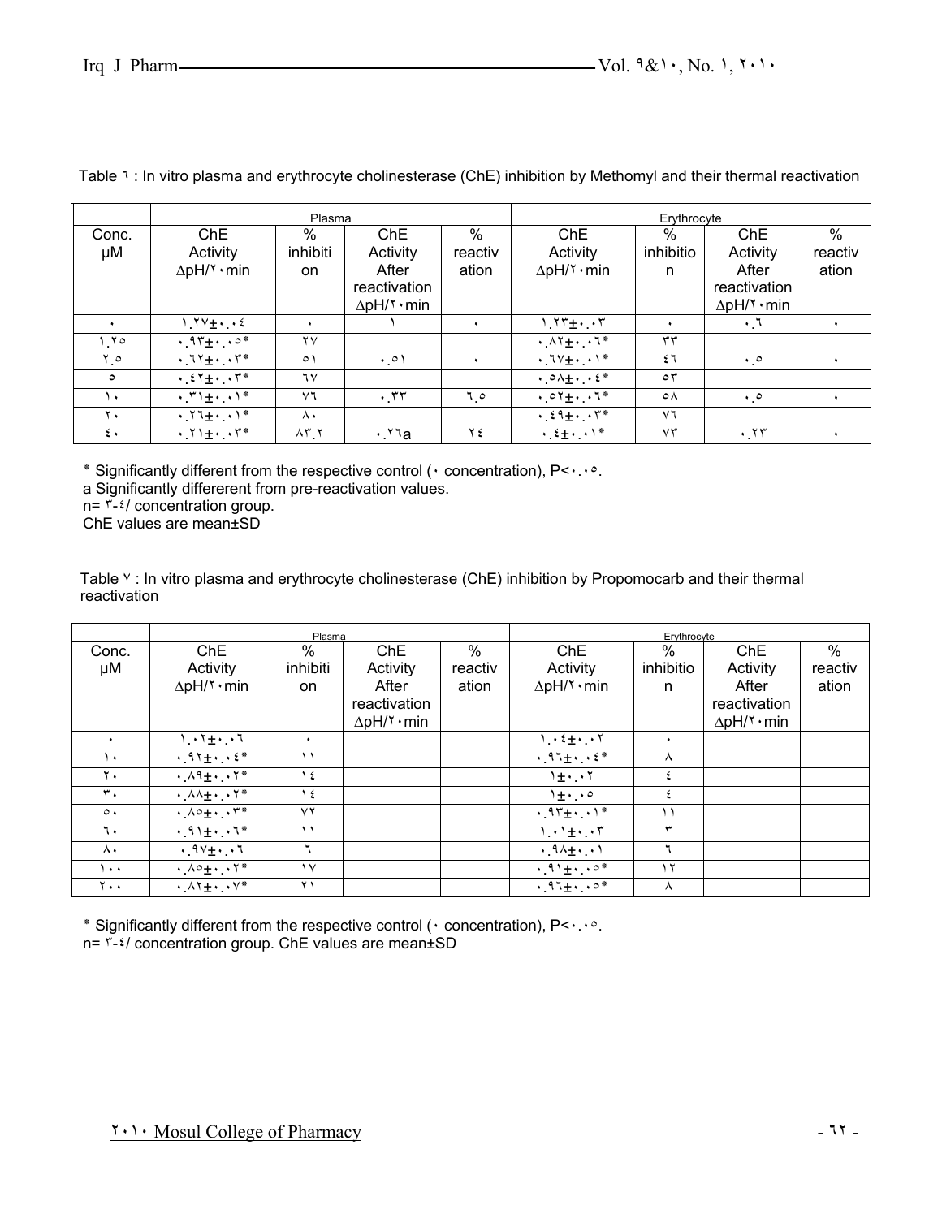Table ٦ : In vitro plasma and erythrocyte cholinesterase (ChE) inhibition by Methomyl and their thermal reactivation

| | Plasma | | | | Erythrocyte | | | |
|---|---|---|---|---|---|---|---|---|
| Conc. µM | ChE Activity ∆pH/٢٠min | % inhibition | ChE Activity After reactivation ∆pH/٢٠min | % reactivation | ChE Activity ∆pH/٢٠min | % inhibition | ChE Activity After reactivation ∆pH/٢٠min | % reactivation |
| ٠ | ١.٢٧±٠.٠٤ | ٠ | ١ | ٠ | ١.٢٣±٠.٠٣ | ٠ | ٠.٦ | ٠ |
| ١.٢٥ | ٠.٩٣±٠.٠٥* | ٢٧ | | | ٠.٨٢±٠.٠٦* | ٣٣ | | |
| ٢.٥ | ٠.٦٢±٠.٠٣* | ٥١ | ٠.٥١ | ٠ | ٠.٦٧±٠.٠١* | ٤٦ | ٠.٥ | ٠ |
| ٥ | ٠.٤٢±٠.٠٣* | ٦٧ | | | ٠.٥٨±٠.٠٤* | ٥٣ | | |
| ١٠ | ٠.٣١±٠.٠١* | ٧٦ | ٠.٣٣ | ٦.٥ | ٠.٥٢±٠.٠٦* | ٥٨ | ٠.٥ | ٠ |
| ٢٠ | ٠.٢٦±٠.٠١* | ٨٠ | | | ٠.٤٩±٠.٠٣* | ٧٦ | | |
| ٤٠ | ٠.٢١±٠.٠٣* | ٨٣.٢ | ٠.٢٦a | ٢٤ | ٠.٤±٠.٠١* | ٧٣ | ٠.٢٣ | ٠ |

* Significantly different from the respective control (٠ concentration), P<٠.٠٥.
a Significantly differerent from pre-reactivation values.
n= ٣-٤/ concentration group.
ChE values are mean±SD

Table ٧ : In vitro plasma and erythrocyte cholinesterase (ChE) inhibition by Propomocarb and their thermal reactivation

| | Plasma | | | | Erythrocyte | | | |
|---|---|---|---|---|---|---|---|---|
| Conc. µM | ChE Activity ∆pH/٢٠min | % inhibition | ChE Activity After reactivation ∆pH/٢٠min | % reactivation | ChE Activity ∆pH/٢٠min | % inhibition | ChE Activity After reactivation ∆pH/٢٠min | % reactivation |
| ٠ | ١.٠٢±٠.٠٦ | ٠ | | | ١.٠٤±٠.٠٢ | ٠ | | |
| ١٠ | ٠.٩٢±٠.٠٤* | ١١ | | | ٠.٩٦±٠.٠٤* | ٨ | | |
| ٢٠ | ٠.٨٩±٠.٠٢* | ١٤ | | | ١±٠.٠٢ | ٤ | | |
| ٣٠ | ٠.٨٨±٠.٠٢* | ١٤ | | | ١±٠.٠٥ | ٤ | | |
| ٥٠ | ٠.٨٥±٠.٠٣* | ٧٢ | | | ٠.٩٣±٠.٠١* | ١١ | | |
| ٦٠ | ٠.٩١±٠.٠٦* | ١١ | | | ١.٠١±٠.٠٣ | ٣ | | |
| ٨٠ | ٠.٩٧±٠.٠٦ | ٦ | | | ٠.٩٨±٠.٠١ | ٦ | | |
| ١٠٠ | ٠.٨٥±٠.٠٢* | ١٧ | | | ٠.٩١±٠.٠٥* | ١٢ | | |
| ٢٠٠ | ٠.٨٢±٠.٠٧* | ٢١ | | | ٠.٩٦±٠.٠٥* | ٨ | | |

* Significantly different from the respective control (٠ concentration), P<٠.٠٥.
n= ٣-٤/ concentration group. ChE values are mean±SD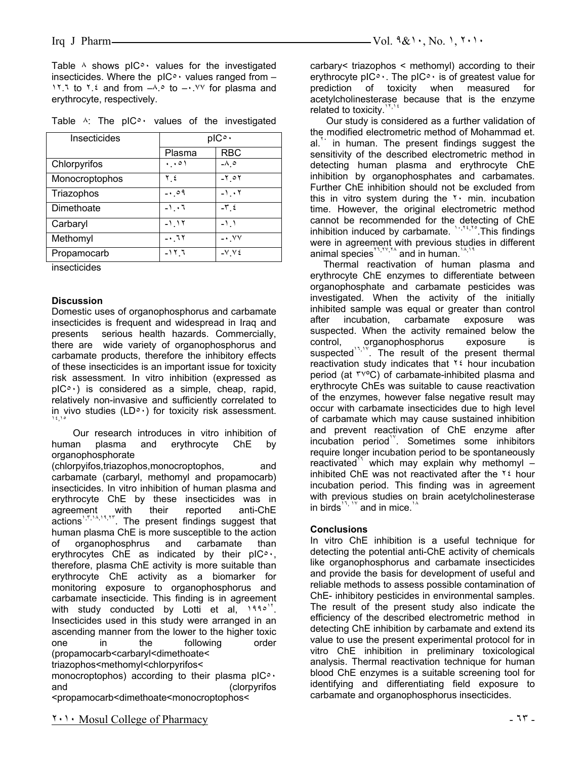Table ٨ shows pIC٥٠ values for the investigated insecticides. Where the pIC٥٠ values ranged from –١٢.٦ to ٢.٤ and from –٨.٥ to –٠.٧٧ for plasma and erythrocyte, respectively.

Table ٨: The pIC٥٠ values of the investigated insecticides

| Insecticides | pIC٥٠ | |
|---|---|---|
| | Plasma | RBC |
| Chlorpyrifos | ٠.٠٥١ | -٨.٥ |
| Monocroptophos | ٢.٤ | -٢.٥٢ |
| Triazophos | -٠.٥٩ | -١.٠٢ |
| Dimethoate | -١.٠٦ | -٣.٤ |
| Carbaryl | -١.١٢ | -١.١ |
| Methomyl | -٠.٦٢ | -٠.٧٧ |
| Propamocarb | -١٢.٦ | -٧.٧٤ |

## Discussion

Domestic uses of organophosphorus and carbamate insecticides is frequent and widespread in Iraq and presents serious health hazards. Commercially, there are wide variety of organophosphorus and carbamate products, therefore the inhibitory effects of these insecticides is an important issue for toxicity risk assessment. In vitro inhibition (expressed as pIC٥٠) is considered as a simple, cheap, rapid, relatively non-invasive and sufficiently correlated to in vivo studies (LD٥٠) for toxicity risk assessment.[١٤,١٥]

Our research introduces in vitro inhibition of human plasma and erythrocyte ChE by organophosphorate (chlorpyifos,triazophos,monocroptophos, and carbamate (carbaryl, methomyl and propamocarb) insecticides. In vitro inhibition of human plasma and erythrocyte ChE by these insecticides was in agreement with their reported anti-ChE actions[١,٣,١٨,١٩,٢٣]. The present findings suggest that human plasma ChE is more susceptible to the action of organophosphrus and carbamate than erythrocytes ChE as indicated by their pIC٥٠, therefore, plasma ChE activity is more suitable than erythrocyte ChE activity as a biomarker for monitoring exposure to organophosphorus and carbamate insecticide. This finding is in agreement with study conducted by Lotti et al, ١٩٩٥[١٢]. Insecticides used in this study were arranged in an ascending manner from the lower to the higher toxic one in the following order (propamocarb<carbaryl<dimethoate< triazophos<methomyl<chlorpyrifos< monocroptophos) according to their plasma pIC٥٠ and (clorpyrifos <propamocarb<dimethoate<monocroptophos< carbary< triazophos < methomyl) according to their erythrocyte pIC٥٠. The pIC٥٠ is of greatest value for prediction of toxicity when measured for acetylcholinesterase because that is the enzyme related to toxicity.[١٢,١٤]

Our study is considered as a further validation of the modified electrometric method of Mohammad et. al.[٢٠] in human. The present findings suggest the sensitivity of the described electrometric method in detecting human plasma and erythrocyte ChE inhibition by organophosphates and carbamates. Further ChE inhibition should not be excluded from this in vitro system during the ٢٠ min. incubation time. However, the original electrometric method cannot be recommended for the detecting of ChE inhibition induced by carbamate. [١٠,٢٤,٢٥].This findings were in agreement with previous studies in different animal species[٢٦,٢٧,٢٨] and in human.[١٨,١٩]

Thermal reactivation of human plasma and erythrocyte ChE enzymes to differentiate between organophosphate and carbamate pesticides was investigated. When the activity of the initially inhibited sample was equal or greater than control after incubation, carbamate exposure was suspected. When the activity remained below the control, organophosphorus exposure is suspected[١٦,١٧]. The result of the present thermal reactivation study indicates that ٢٤ hour incubation period (at ٣٧ºC) of carbamate-inhibited plasma and erythrocyte ChEs was suitable to cause reactivation of the enzymes, however false negative result may occur with carbamate insecticides due to high level of carbamate which may cause sustained inhibition and prevent reactivation of ChE enzyme after incubation period[١٧]. Sometimes some inhibitors require longer incubation period to be spontaneously reactivated[٦] which may explain why methomyl –inhibited ChE was not reactivated after the ٢٤ hour incubation period. This finding was in agreement with previous studies on brain acetylcholinesterase in birds[١٦, ١٧] and in mice.[١٨]

## Conclusions

In vitro ChE inhibition is a useful technique for detecting the potential anti-ChE activity of chemicals like organophosphorus and carbamate insecticides and provide the basis for development of useful and reliable methods to assess possible contamination of ChE- inhibitory pesticides in environmental samples. The result of the present study also indicate the efficiency of the described electrometric method in detecting ChE inhibition by carbamate and extend its value to use the present experimental protocol for in vitro ChE inhibition in preliminary toxicological analysis. Thermal reactivation technique for human blood ChE enzymes is a suitable screening tool for identifying and differentiating field exposure to carbamate and organophosphorus insecticides.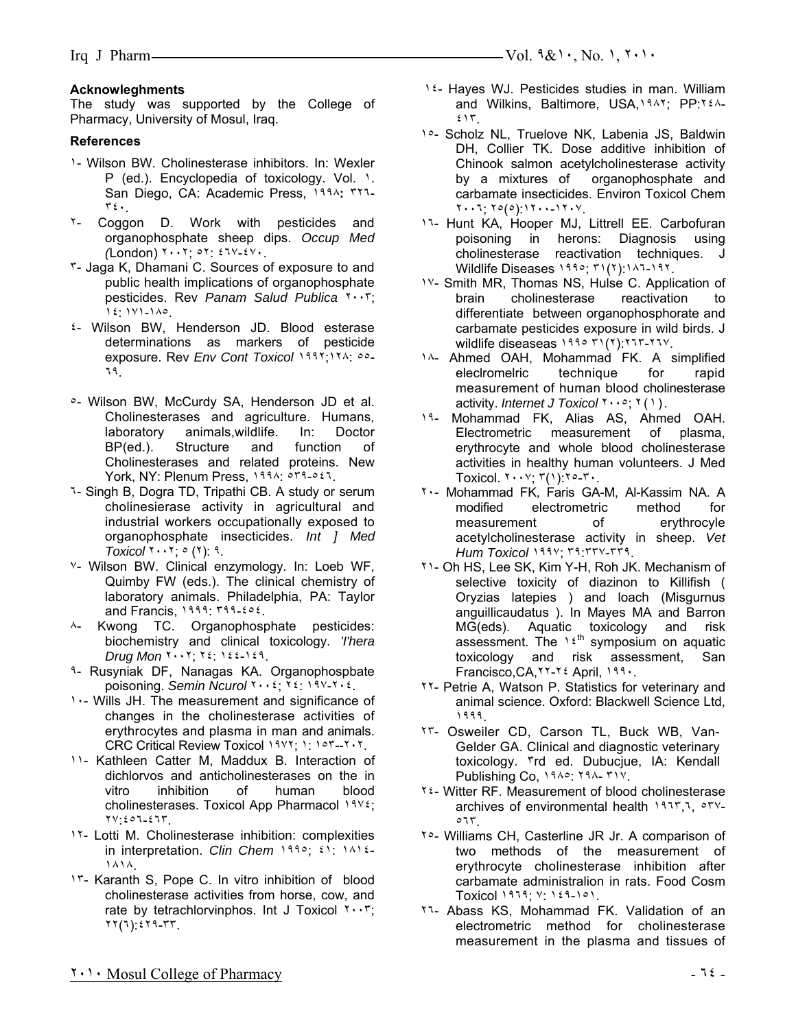**Acknowleghments**

The study was supported by the College of Pharmacy, University of Mosul, Iraq.

**References**

١- Wilson BW. Cholinesterase inhibitors. In: Wexler P (ed.). Encyclopedia of toxicology. Vol. ١. San Diego, CA: Academic Press, ١٩٩٨: ٣٢٦-٣٤٠.

٢- Coggon D. Work with pesticides and organophosphate sheep dips. *Occup Med (*London) ٢٠٠٢; ٥٢: ٤٦٧-٤٧٠.

٣- Jaga K, Dhamani C. Sources of exposure to and public health implications of organophosphate pesticides. Rev *Panam Salud Publica* ٢٠٠٣; ١٤: ١٧١-١٨٥.

٤- Wilson BW, Henderson JD. Blood esterase determinations as markers of pesticide exposure. Rev *Env Cont Toxicol* ١٩٩٢;١٢٨: ٥٥-٦٩.

٥- Wilson BW, McCurdy SA, Henderson JD et al. Cholinesterases and agriculture. Humans, laboratory animals,wildlife. In: Doctor BP(ed.). Structure and function of Cholinesterases and related proteins. New York, NY: Plenum Press, ١٩٩٨: ٥٣٩-٥٤٦.

٦- Singh B, Dogra TD, Tripathi CB. A study or serum cholinesierase activity in agricultural and industrial workers occupationally exposed to organophosphate insecticides. *Int ] Med Toxicol* ٢٠٠٢; ٥ (٢): ٩.

٧- Wilson BW. Clinical enzymology. In: Loeb WF, Quimby FW (eds.). The clinical chemistry of laboratory animals. Philadelphia, PA: Taylor and Francis, ١٩٩٩: ٣٩٩-٤٥٤.

٨- Kwong TC. Organophosphate pesticides: biochemistry and clinical toxicology. *'l'hera Drug Mon* ٢٠٠٢; ٢٤: ١٤٤-١٤٩.

٩- Rusyniak DF, Nanagas KA. Organophospbate poisoning. *Semin Ncurol* ٢٠٠٤; ٢٤: ١٩٧-٢٠٤.

١٠- Wills JH. The measurement and significance of changes in the cholinesterase activities of erythrocytes and plasma in man and animals. CRC Critical Review Toxicol ١٩٧٢; ١: ١٥٣--٢٠٢.

١١- Kathleen Catter M, Maddux B. Interaction of dichlorvos and anticholinesterases on the in vitro inhibition of human blood cholinesterases. Toxicol App Pharmacol ١٩٧٤; ٢٧:٤٥٦-٤٦٣.

١٢- Lotti M. Cholinesterase inhibition: complexities in interpretation. *Clin Chem* ١٩٩٥; ٤١: ١٨١٤-١٨١٨.

١٣- Karanth S, Pope C. In vitro inhibition of blood cholinesterase activities from horse, cow, and rate by tetrachlorvinphos. Int J Toxicol ٢٠٠٣; ٢٢(٦):٤٢٩-٣٣.

١٤- Hayes WJ. Pesticides studies in man. William and Wilkins, Baltimore, USA,١٩٨٢; PP:٢٤٨-٤١٣.

١٥- Scholz NL, Truelove NK, Labenia JS, Baldwin DH, Collier TK. Dose additive inhibition of Chinook salmon acetylcholinesterase activity by a mixtures of organophosphate and carbamate insecticides. Environ Toxicol Chem ٢٠٠٦; ٢٥(٥):١٢٠٠-١٢٠٧.

١٦- Hunt KA, Hooper MJ, Littrell EE. Carbofuran poisoning in herons: Diagnosis using cholinesterase reactivation techniques. J Wildlife Diseases ١٩٩٥; ٣١(٢):١٨٦-١٩٢.

١٧- Smith MR, Thomas NS, Hulse C. Application of brain cholinesterase reactivation to differentiate between organophosphorate and carbamate pesticides exposure in wild birds. J wildlife diseaseas ١٩٩٥ ٣١(٢):٢٦٣-٢٦٧.

١٨- Ahmed OAH, Mohammad FK. A simplified eleclromelric technique for rapid measurement of human blood cholinesterase activity. *Internet J Toxicol* ٢٠٠٥; ٢(١).

١٩- Mohammad FK, Alias AS, Ahmed OAH. Electrometric measurement of plasma, erythrocyte and whole blood cholinesterase activities in healthy human volunteers. J Med Toxicol. ٢٠٠٧; ٣(١):٢٥-٣٠.

٢٠- Mohammad FK, Faris GA-M, Al-Kassim NA. A modified electrometric method for measurement of erythrocyle acetylcholinesterase activity in sheep. *Vet Hum Toxicol* ١٩٩٧; ٣٩:٣٣٧-٣٣٩.

٢١- Oh HS, Lee SK, Kim Y-H, Roh JK. Mechanism of selective toxicity of diazinon to Killifish ( Oryzias latepies ) and loach (Misgurnus anguillicaudatus ). In Mayes MA and Barron MG(eds). Aquatic toxicology and risk assessment. The ١٤th symposium on aquatic toxicology and risk assessment, San Francisco,CA,٢٢-٢٤ April, ١٩٩٠.

٢٢- Petrie A, Watson P. Statistics for veterinary and animal science. Oxford: Blackwell Science Ltd, ١٩٩٩.

٢٣- Osweiler CD, Carson TL, Buck WB, Van-Gelder GA. Clinical and diagnostic veterinary toxicology. ٣rd ed. Dubucjue, IA: Kendall Publishing Co, ١٩٨٥: ٢٩٨- ٣١٧.

٢٤- Witter RF. Measurement of blood cholinesterase archives of environmental health ١٩٦٣,٦, ٥٣٧-٥٦٣.

٢٥- Williams CH, Casterline JR Jr. A comparison of two methods of the measurement of erythrocyte cholinesterase inhibition after carbamate administralion in rats. Food Cosm Toxicol ١٩٦٩; ٧: ١٤٩-١٥١.

٢٦- Abass KS, Mohammad FK. Validation of an electrometric method for cholinesterase measurement in the plasma and tissues of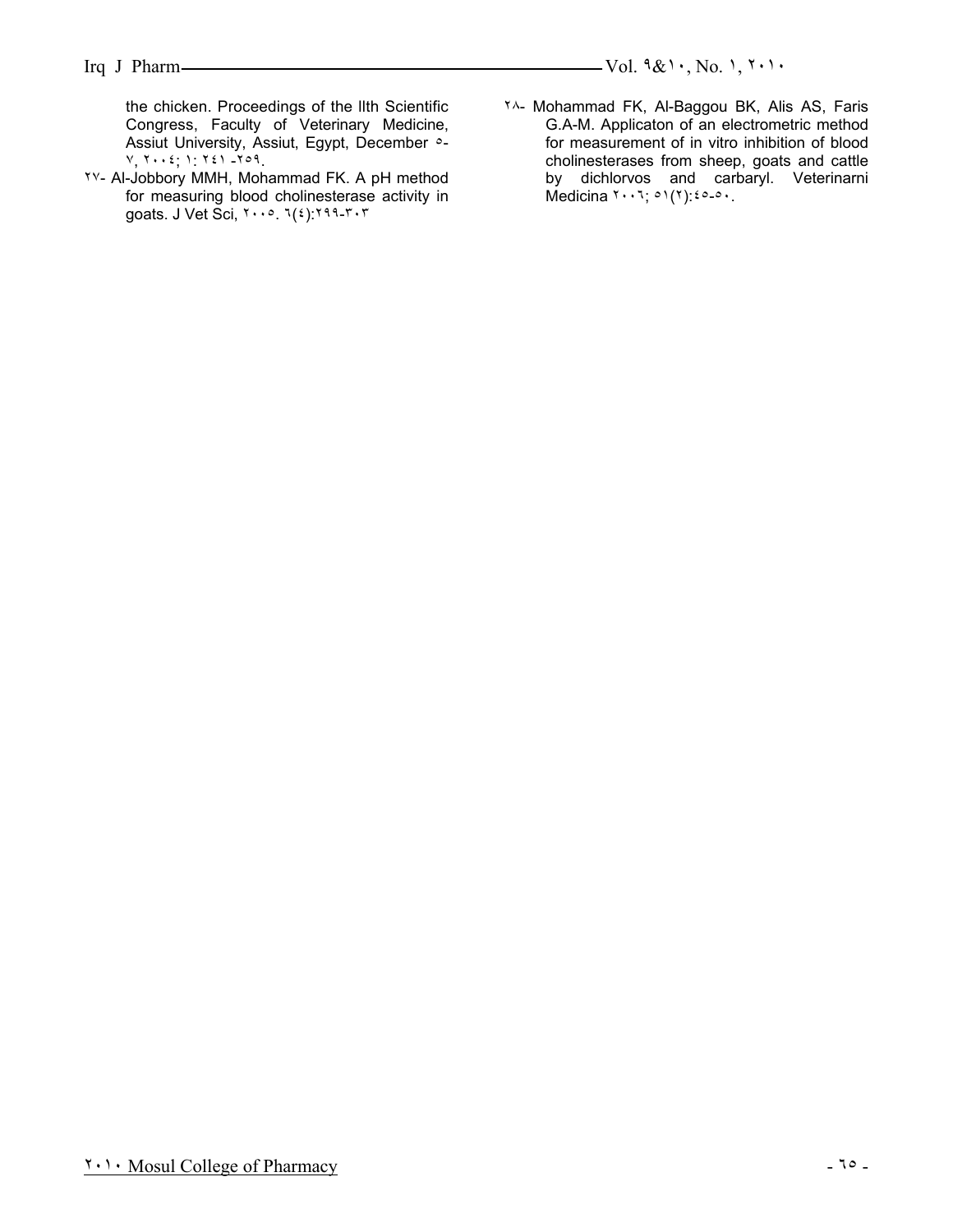the chicken. Proceedings of the llth Scientific Congress, Faculty of Veterinary Medicine, Assiut University, Assiut, Egypt, December ٥-٧, ٢٠٠٤; ١: ٢٤١ -٢٥٩.

٢٧- Al-Jobbory MMH, Mohammad FK. A pH method for measuring blood cholinesterase activity in goats. J Vet Sci, ٢٠٠٥. ٦(٤):٢٩٩-٣٠٣

٢٨- Mohammad FK, Al-Baggou BK, Alis AS, Faris G.A-M. Applicaton of an electrometric method for measurement of in vitro inhibition of blood cholinesterases from sheep, goats and cattle by dichlorvos and carbaryl. Veterinarni Medicina ٢٠٠٦; ٥١(٢):٤٥-٥٠.